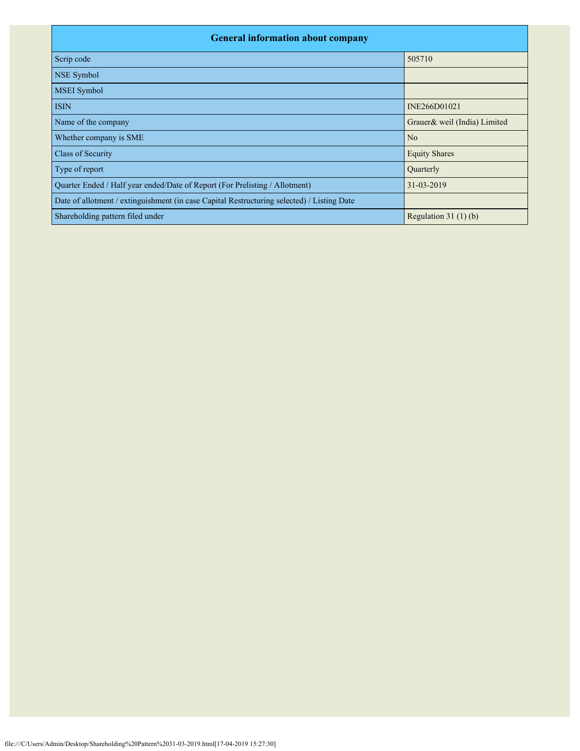| General information about company | |
|---|---|
| Scrip code | 505710 |
| NSE Symbol | |
| MSEI Symbol | |
| ISIN | INE266D01021 |
| Name of the company | Grauer& weil (India) Limited |
| Whether company is SME | No |
| Class of Security | Equity Shares |
| Type of report | Quarterly |
| Quarter Ended / Half year ended/Date of Report (For Prelisting / Allotment) | 31-03-2019 |
| Date of allotment / extinguishment (in case Capital Restructuring selected) / Listing Date | |
| Shareholding pattern filed under | Regulation 31 (1) (b) |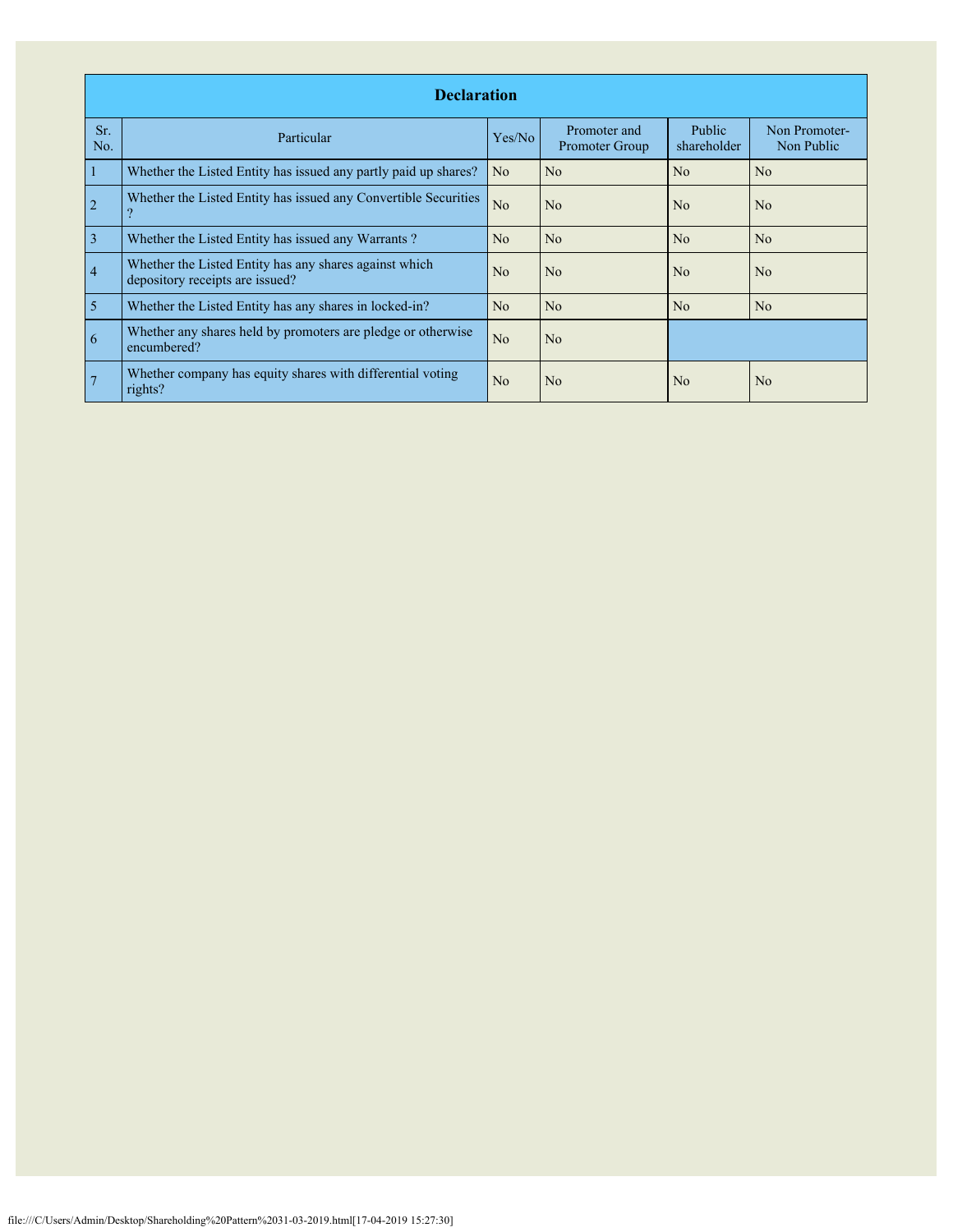## Declaration

| Sr. No. | Particular | Yes/No | Promoter and Promoter Group | Public shareholder | Non Promoter- Non Public |
|---|---|---|---|---|---|
| 1 | Whether the Listed Entity has issued any partly paid up shares? | No | No | No | No |
| 2 | Whether the Listed Entity has issued any Convertible Securities ? | No | No | No | No |
| 3 | Whether the Listed Entity has issued any Warrants ? | No | No | No | No |
| 4 | Whether the Listed Entity has any shares against which depository receipts are issued? | No | No | No | No |
| 5 | Whether the Listed Entity has any shares in locked-in? | No | No | No | No |
| 6 | Whether any shares held by promoters are pledge or otherwise encumbered? | No | No | | |
| 7 | Whether company has equity shares with differential voting rights? | No | No | No | No |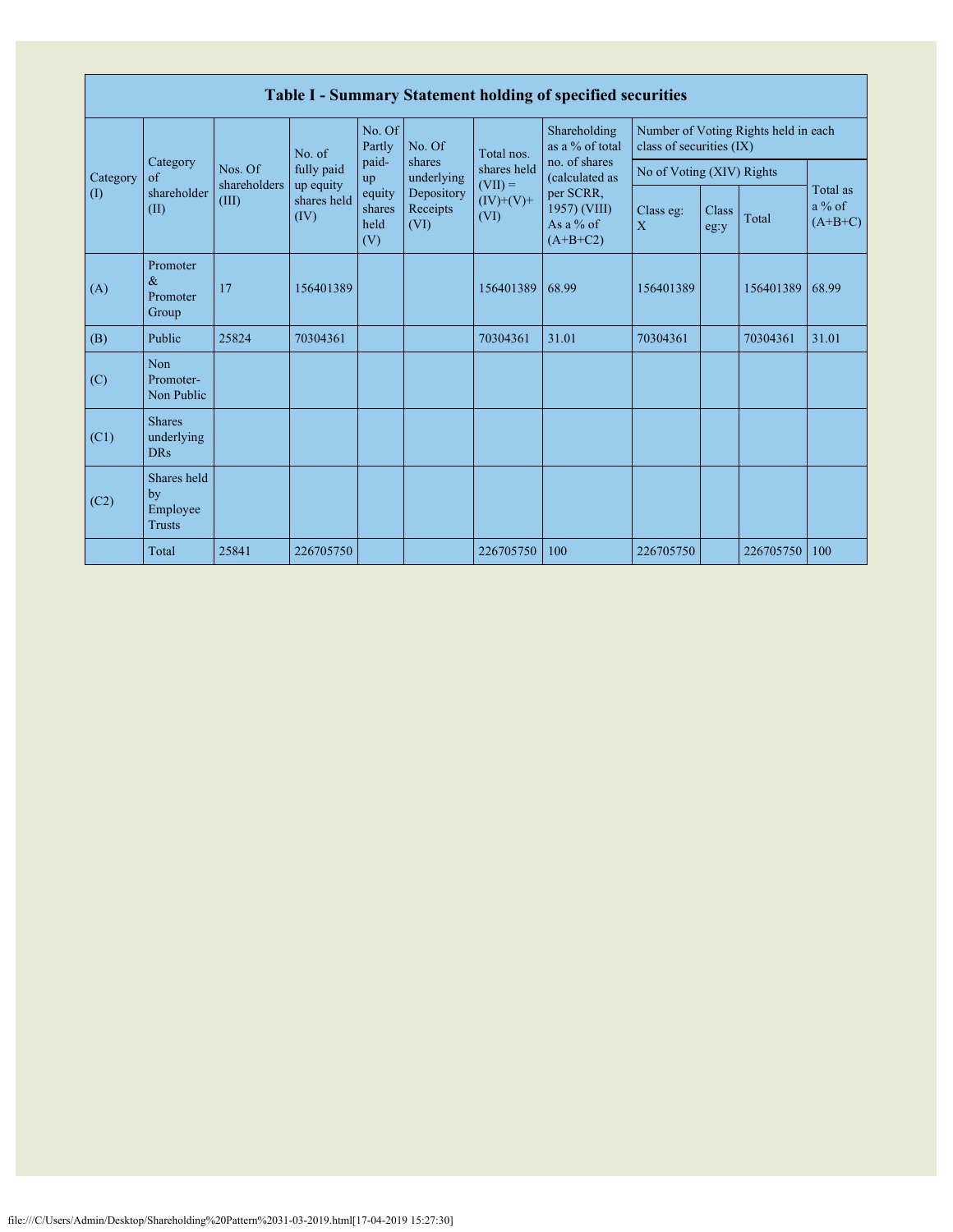## Table I - Summary Statement holding of specified securities

| Category (I) | Category of shareholder (II) | Nos. Of shareholders (III) | No. of fully paid up equity shares held (IV) | No. Of Partly paid-up equity shares held (V) | No. Of shares underlying Depository Receipts (VI) | Total nos. shares held (VII) = (IV)+(V)+ (VI) | Shareholding as a % of total no. of shares (calculated as per SCRR, 1957) (VIII) As a % of (A+B+C2) | Number of Voting Rights held in each class of securities (IX) | | | |
|---|---|---|---|---|---|---|---|---|---|---|---|
| | | | | | | | | No of Voting (XIV) Rights | | | Total as a % of (A+B+C) |
| | | | | | | | | Class eg: X | Class eg:y | Total | |
| (A) | Promoter & Promoter Group | 17 | 156401389 | | | 156401389 | 68.99 | 156401389 | | 156401389 | 68.99 |
| (B) | Public | 25824 | 70304361 | | | 70304361 | 31.01 | 70304361 | | 70304361 | 31.01 |
| (C) | Non Promoter- Non Public | | | | | | | | | | |
| (C1) | Shares underlying DRs | | | | | | | | | | |
| (C2) | Shares held by Employee Trusts | | | | | | | | | | |
| | Total | 25841 | 226705750 | | | 226705750 | 100 | 226705750 | | 226705750 | 100 |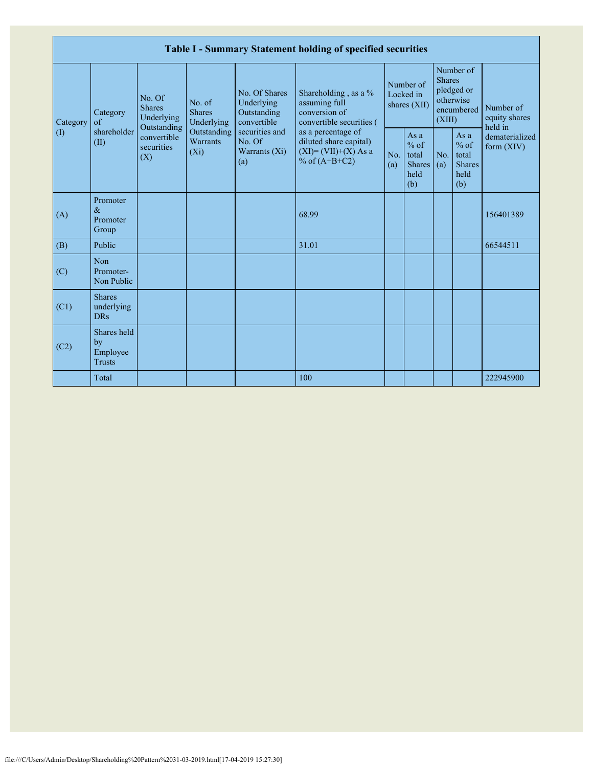| Table I - Summary Statement holding of specified securities | | | | | | | | | | |
|---|---|---|---|---|---|---|---|---|---|---|
| Category (I) | Category of shareholder (II) | No. Of Shares Underlying Outstanding convertible securities (X) | No. of Shares Underlying Outstanding Warrants (Xi) | No. Of Shares Underlying Outstanding convertible securities and No. Of Warrants (Xi) (a) | Shareholding , as a % assuming full conversion of convertible securities ( as a percentage of diluted share capital) (XI)= (VII)+(X) As a % of (A+B+C2) | Number of Locked in shares (XII) | | Number of Shares pledged or otherwise encumbered (XIII) | | Number of equity shares held in dematerialized form (XIV) |
| | | | | | | No. (a) | As a % of total Shares held (b) | No. (a) | As a % of total Shares held (b) | |
| (A) | Promoter & Promoter Group | | | | 68.99 | | | | | 156401389 |
| (B) | Public | | | | 31.01 | | | | | 66544511 |
| (C) | Non Promoter- Non Public | | | | | | | | | |
| (C1) | Shares underlying DRs | | | | | | | | | |
| (C2) | Shares held by Employee Trusts | | | | | | | | | |
| | Total | | | | 100 | | | | | 222945900 |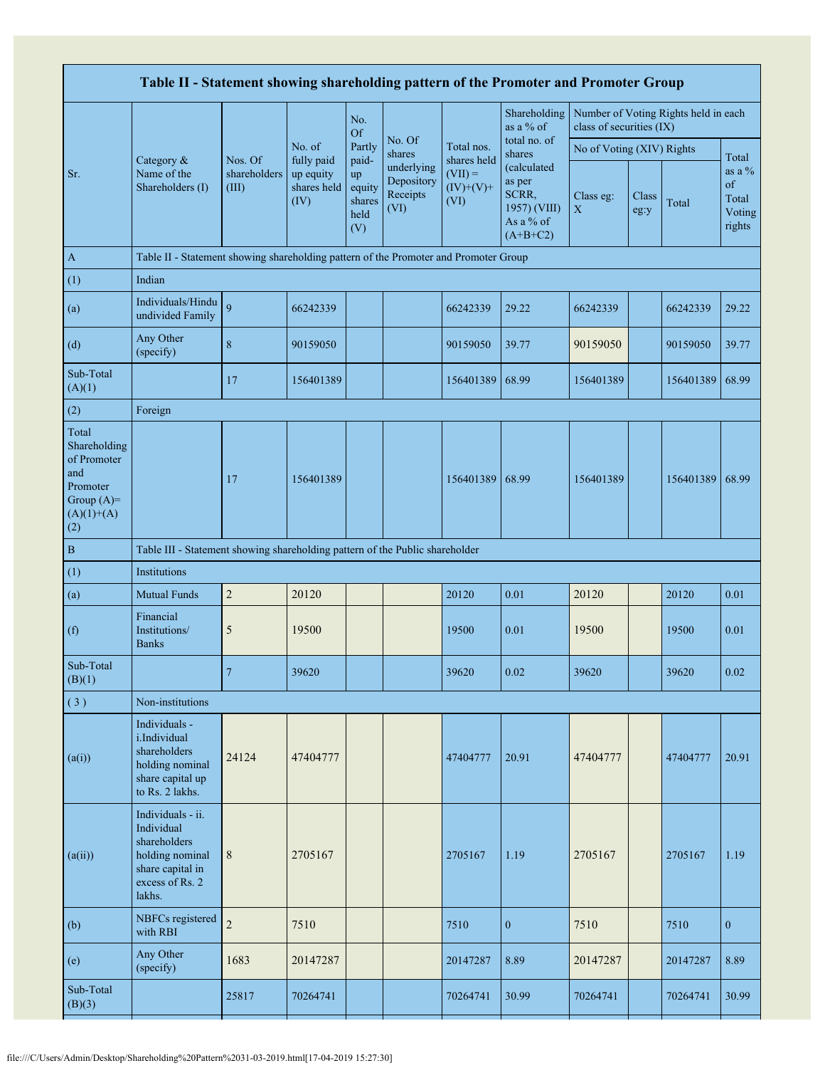| Table II - Statement showing shareholding pattern of the Promoter and Promoter Group | | | | | | | | | | | |
|---|---|---|---|---|---|---|---|---|---|---|---|
| Sr. | Category & Name of the Shareholders (I) | Nos. Of shareholders (III) | No. of fully paid up equity shares held (IV) | No. Of Partly paid-up equity shares held (V) | No. Of shares underlying Depository Receipts (VI) | Total nos. shares held (VII) = (IV)+(V)+ (VI) | Shareholding as a % of total no. of shares (calculated as per SCRR, 1957) (VIII) As a % of (A+B+C2) | Number of Voting Rights held in each class of securities (IX) | | | |
| | | | | | | | | No of Voting (XIV) Rights | | | Total as a % of Total Voting rights |
| | | | | | | | | Class eg: X | Class eg:y | Total | |
| A | Table II - Statement showing shareholding pattern of the Promoter and Promoter Group | | | | | | | | | | |
| (1) | Indian | | | | | | | | | | |
| (a) | Individuals/Hindu undivided Family | 9 | 66242339 | | | 66242339 | 29.22 | 66242339 | | 66242339 | 29.22 |
| (d) | Any Other (specify) | 8 | 90159050 | | | 90159050 | 39.77 | 90159050 | | 90159050 | 39.77 |
| Sub-Total (A)(1) | | 17 | 156401389 | | | 156401389 | 68.99 | 156401389 | | 156401389 | 68.99 |
| (2) | Foreign | | | | | | | | | | |
| Total Shareholding of Promoter and Promoter Group (A)= (A)(1)+(A)(2) | | 17 | 156401389 | | | 156401389 | 68.99 | 156401389 | | 156401389 | 68.99 |
| B | Table III - Statement showing shareholding pattern of the Public shareholder | | | | | | | | | | |
| (1) | Institutions | | | | | | | | | | |
| (a) | Mutual Funds | 2 | 20120 | | | 20120 | 0.01 | 20120 | | 20120 | 0.01 |
| (f) | Financial Institutions/ Banks | 5 | 19500 | | | 19500 | 0.01 | 19500 | | 19500 | 0.01 |
| Sub-Total (B)(1) | | 7 | 39620 | | | 39620 | 0.02 | 39620 | | 39620 | 0.02 |
| ( 3 ) | Non-institutions | | | | | | | | | | |
| (a(i)) | Individuals - i.Individual shareholders holding nominal share capital up to Rs. 2 lakhs. | 24124 | 47404777 | | | 47404777 | 20.91 | 47404777 | | 47404777 | 20.91 |
| (a(ii)) | Individuals - ii. Individual shareholders holding nominal share capital in excess of Rs. 2 lakhs. | 8 | 2705167 | | | 2705167 | 1.19 | 2705167 | | 2705167 | 1.19 |
| (b) | NBFCs registered with RBI | 2 | 7510 | | | 7510 | 0 | 7510 | | 7510 | 0 |
| (e) | Any Other (specify) | 1683 | 20147287 | | | 20147287 | 8.89 | 20147287 | | 20147287 | 8.89 |
| Sub-Total (B)(3) | | 25817 | 70264741 | | | 70264741 | 30.99 | 70264741 | | 70264741 | 30.99 |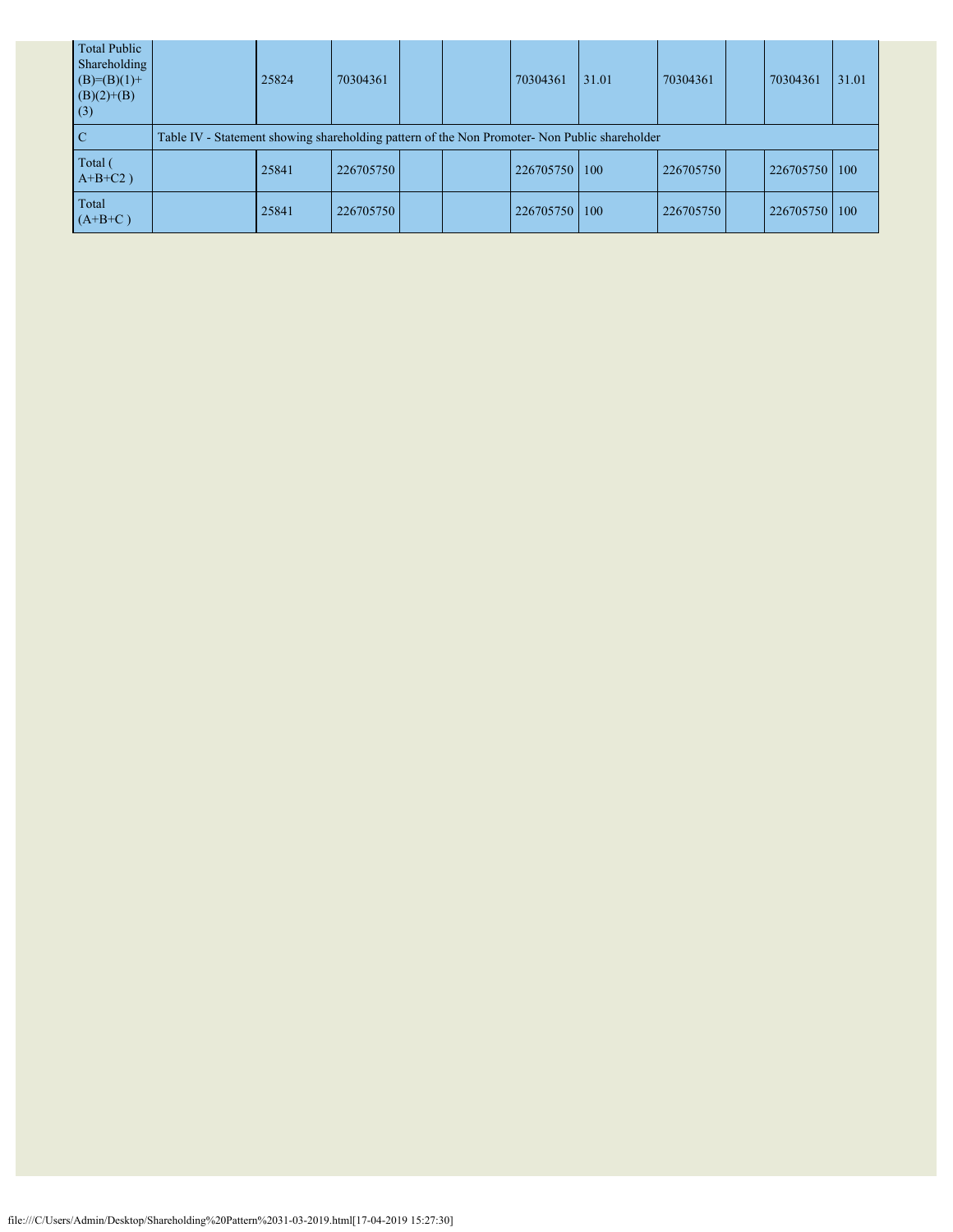| Total Public Shareholding (B)=(B)(1)+(B)(2)+(B)(3) | | 25824 | 70304361 | | | 70304361 | 31.01 | 70304361 | | 70304361 | 31.01 |
|---|---|---|---|---|---|---|---|---|---|---|---|
| C | Table IV - Statement showing shareholding pattern of the Non Promoter- Non Public shareholder | | | | | | | | | | |
| Total ( A+B+C2 ) | | 25841 | 226705750 | | | 226705750 | 100 | 226705750 | | 226705750 | 100 |
| Total (A+B+C ) | | 25841 | 226705750 | | | 226705750 | 100 | 226705750 | | 226705750 | 100 |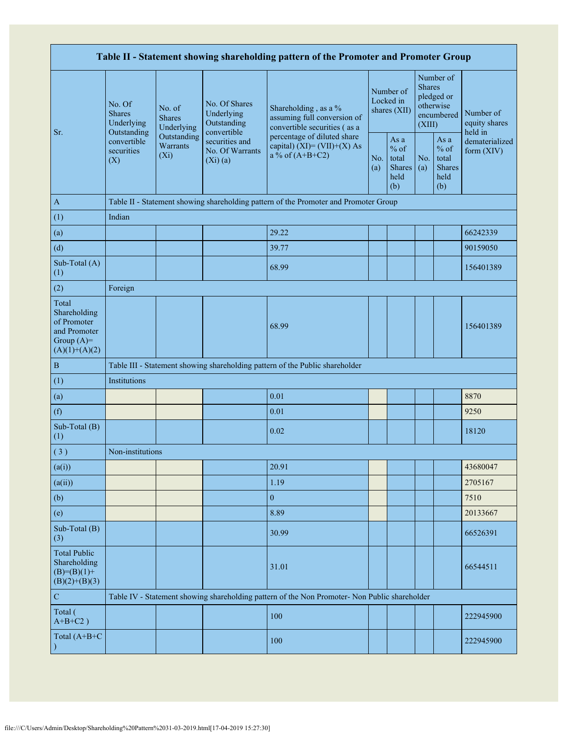| Table II - Statement showing shareholding pattern of the Promoter and Promoter Group | | | | | | | | | |
|---|---|---|---|---|---|---|---|---|---|
| Sr. | No. Of Shares Underlying Outstanding convertible securities (X) | No. of Shares Underlying Outstanding Warrants (Xi) | No. Of Shares Underlying Outstanding convertible securities and No. Of Warrants (Xi) (a) | Shareholding , as a % assuming full conversion of convertible securities ( as a percentage of diluted share capital) (XI)= (VII)+(X) As a % of (A+B+C2) | Number of Locked in shares (XII) | | Number of Shares pledged or otherwise encumbered (XIII) | | Number of equity shares held in dematerialized form (XIV) |
| | | | | | No. (a) | As a % of total Shares held (b) | No. (a) | As a % of total Shares held (b) | |
| A | Table II - Statement showing shareholding pattern of the Promoter and Promoter Group | | | | | | | | |
| (1) | Indian | | | | | | | | |
| (a) | | | | 29.22 | | | | | 66242339 |
| (d) | | | | 39.77 | | | | | 90159050 |
| Sub-Total (A) (1) | | | | 68.99 | | | | | 156401389 |
| (2) | Foreign | | | | | | | | |
| Total Shareholding of Promoter and Promoter Group (A)= (A)(1)+(A)(2) | | | | 68.99 | | | | | 156401389 |
| B | Table III - Statement showing shareholding pattern of the Public shareholder | | | | | | | | |
| (1) | Institutions | | | | | | | | |
| (a) | | | | 0.01 | | | | | 8870 |
| (f) | | | | 0.01 | | | | | 9250 |
| Sub-Total (B) (1) | | | | 0.02 | | | | | 18120 |
| ( 3 ) | Non-institutions | | | | | | | | |
| (a(i)) | | | | 20.91 | | | | | 43680047 |
| (a(ii)) | | | | 1.19 | | | | | 2705167 |
| (b) | | | | 0 | | | | | 7510 |
| (e) | | | | 8.89 | | | | | 20133667 |
| Sub-Total (B) (3) | | | | 30.99 | | | | | 66526391 |
| Total Public Shareholding (B)=(B)(1)+(B)(2)+(B)(3) | | | | 31.01 | | | | | 66544511 |
| C | Table IV - Statement showing shareholding pattern of the Non Promoter- Non Public shareholder | | | | | | | | |
| Total ( A+B+C2 ) | | | | 100 | | | | | 222945900 |
| Total (A+B+C ) | | | | 100 | | | | | 222945900 |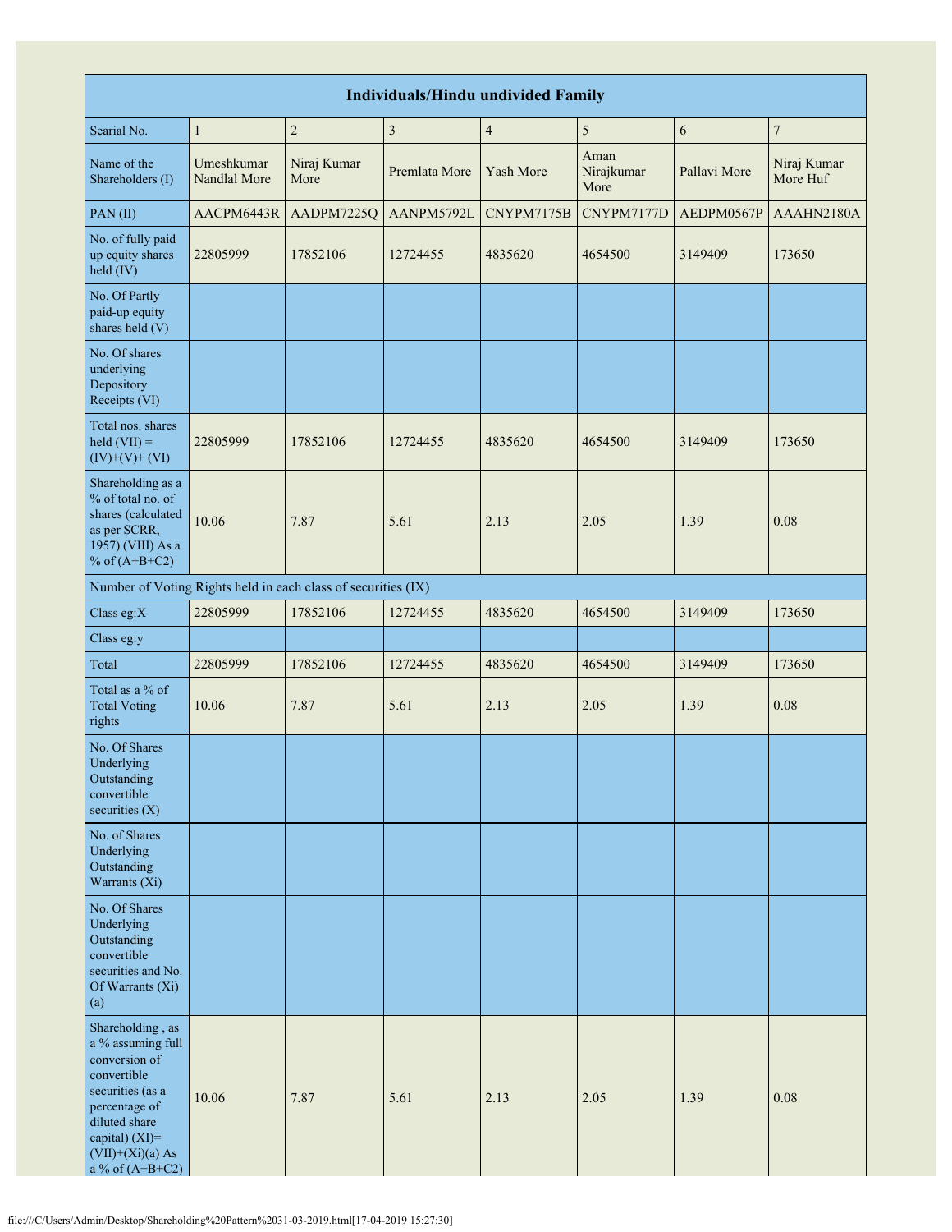| Individuals/Hindu undivided Family | | | | | | | |
|---|---|---|---|---|---|---|---|
| Searial No. | 1 | 2 | 3 | 4 | 5 | 6 | 7 |
| Name of the Shareholders (I) | Umeshkumar Nandlal More | Niraj Kumar More | Premlata More | Yash More | Aman Nirajkumar More | Pallavi More | Niraj Kumar More Huf |
| PAN (II) | AACPM6443R | AADPM7225Q | AANPM5792L | CNYPM7175B | CNYPM7177D | AEDPM0567P | AAAHN2180A |
| No. of fully paid up equity shares held (IV) | 22805999 | 17852106 | 12724455 | 4835620 | 4654500 | 3149409 | 173650 |
| No. Of Partly paid-up equity shares held (V) | | | | | | | |
| No. Of shares underlying Depository Receipts (VI) | | | | | | | |
| Total nos. shares held (VII) = (IV)+(V)+ (VI) | 22805999 | 17852106 | 12724455 | 4835620 | 4654500 | 3149409 | 173650 |
| Shareholding as a % of total no. of shares (calculated as per SCRR, 1957) (VIII) As a % of (A+B+C2) | 10.06 | 7.87 | 5.61 | 2.13 | 2.05 | 1.39 | 0.08 |
| Number of Voting Rights held in each class of securities (IX) | | | | | | | |
| Class eg:X | 22805999 | 17852106 | 12724455 | 4835620 | 4654500 | 3149409 | 173650 |
| Class eg:y | | | | | | | |
| Total | 22805999 | 17852106 | 12724455 | 4835620 | 4654500 | 3149409 | 173650 |
| Total as a % of Total Voting rights | 10.06 | 7.87 | 5.61 | 2.13 | 2.05 | 1.39 | 0.08 |
| No. Of Shares Underlying Outstanding convertible securities (X) | | | | | | | |
| No. of Shares Underlying Outstanding Warrants (Xi) | | | | | | | |
| No. Of Shares Underlying Outstanding convertible securities and No. Of Warrants (Xi) (a) | | | | | | | |
| Shareholding , as a % assuming full conversion of convertible securities (as a percentage of diluted share capital) (XI)= (VII)+(Xi)(a) As a % of (A+B+C2) | 10.06 | 7.87 | 5.61 | 2.13 | 2.05 | 1.39 | 0.08 |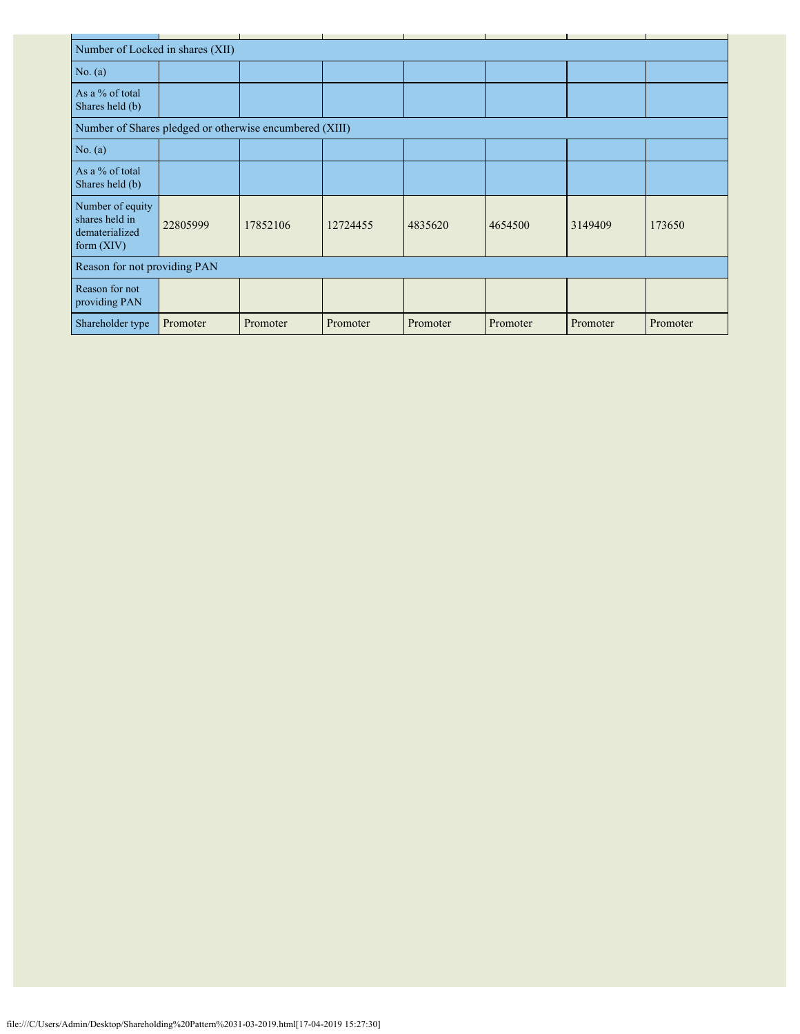| | | | | | | | |
|---|---|---|---|---|---|---|---|
| Number of Locked in shares (XII) | | | | | | | |
| No. (a) | | | | | | | |
| As a % of total Shares held (b) | | | | | | | |
| Number of Shares pledged or otherwise encumbered (XIII) | | | | | | | |
| No. (a) | | | | | | | |
| As a % of total Shares held (b) | | | | | | | |
| Number of equity shares held in dematerialized form (XIV) | 22805999 | 17852106 | 12724455 | 4835620 | 4654500 | 3149409 | 173650 |
| Reason for not providing PAN | | | | | | | |
| Reason for not providing PAN | | | | | | | |
| Shareholder type | Promoter | Promoter | Promoter | Promoter | Promoter | Promoter | Promoter |

file:///C/Users/Admin/Desktop/Shareholding%20Pattern%2031-03-2019.html[17-04-2019 15:27:30]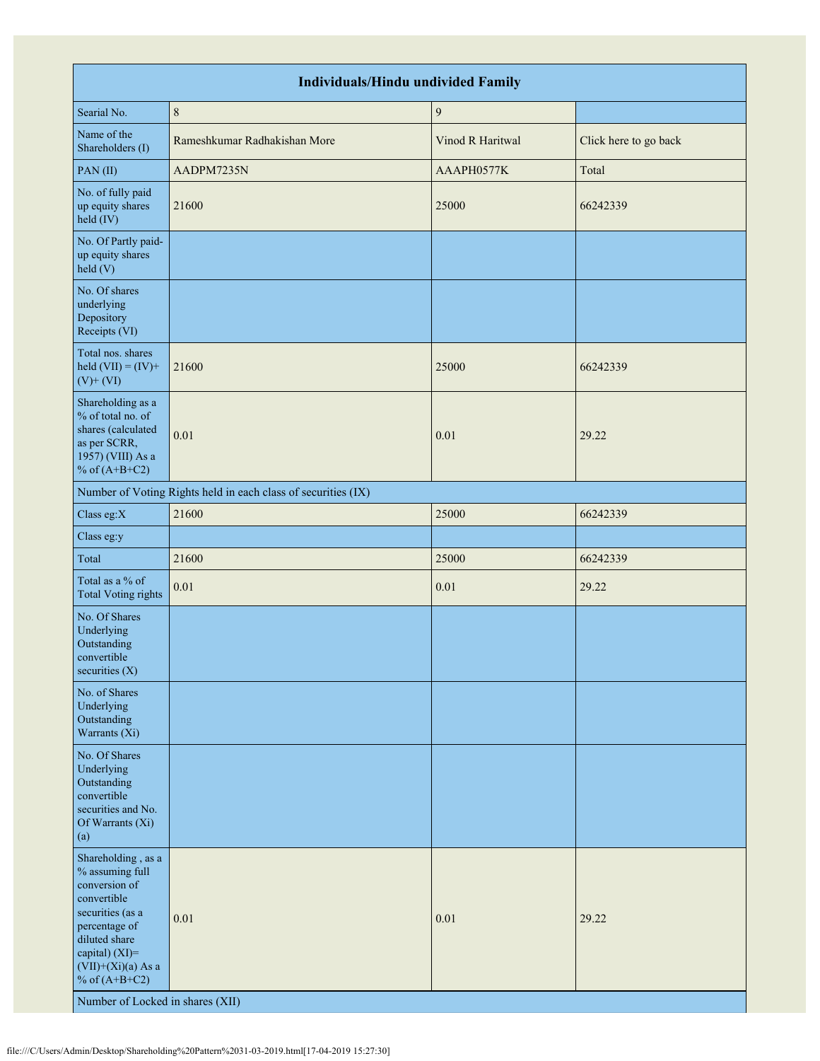| Individuals/Hindu undivided Family | | | |
|---|---|---|---|
| Searial No. | 8 | 9 | |
| Name of the Shareholders (I) | Rameshkumar Radhakishan More | Vinod R Haritwal | Click here to go back |
| PAN (II) | AADPM7235N | AAAPH0577K | Total |
| No. of fully paid up equity shares held (IV) | 21600 | 25000 | 66242339 |
| No. Of Partly paid-up equity shares held (V) | | | |
| No. Of shares underlying Depository Receipts (VI) | | | |
| Total nos. shares held (VII) = (IV)+ (V)+ (VI) | 21600 | 25000 | 66242339 |
| Shareholding as a % of total no. of shares (calculated as per SCRR, 1957) (VIII) As a % of (A+B+C2) | 0.01 | 0.01 | 29.22 |
| Number of Voting Rights held in each class of securities (IX) | | | |
| Class eg:X | 21600 | 25000 | 66242339 |
| Class eg:y | | | |
| Total | 21600 | 25000 | 66242339 |
| Total as a % of Total Voting rights | 0.01 | 0.01 | 29.22 |
| No. Of Shares Underlying Outstanding convertible securities (X) | | | |
| No. of Shares Underlying Outstanding Warrants (Xi) | | | |
| No. Of Shares Underlying Outstanding convertible securities and No. Of Warrants (Xi) (a) | | | |
| Shareholding , as a % assuming full conversion of convertible securities (as a percentage of diluted share capital) (XI)= (VII)+(Xi)(a) As a % of (A+B+C2) | 0.01 | 0.01 | 29.22 |
| Number of Locked in shares (XII) | | | |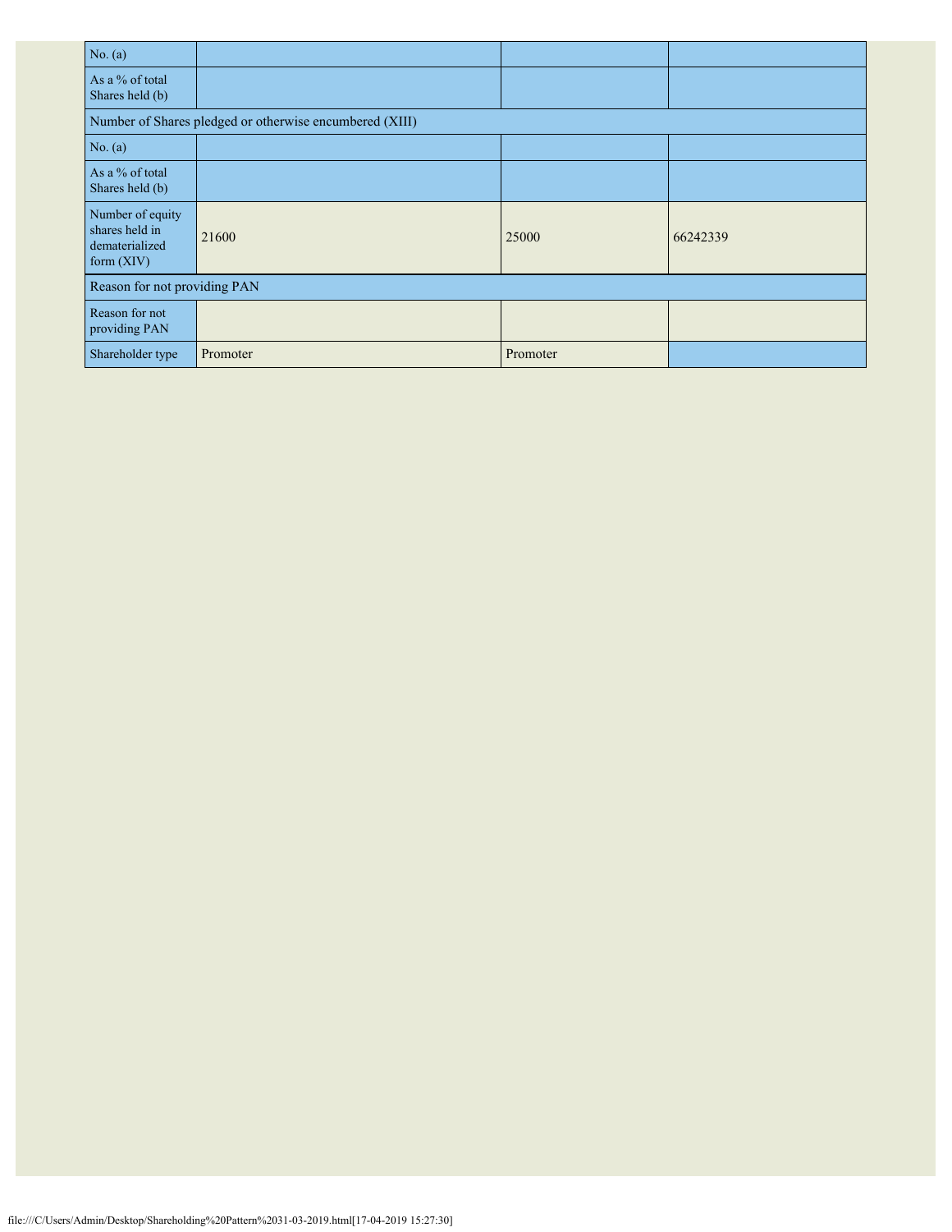| No. (a) | | | |
|---|---|---|---|
| As a % of total Shares held (b) | | | |
| Number of Shares pledged or otherwise encumbered (XIII) | | | |
| No. (a) | | | |
| As a % of total Shares held (b) | | | |
| Number of equity shares held in dematerialized form (XIV) | 21600 | 25000 | 66242339 |
| Reason for not providing PAN | | | |
| Reason for not providing PAN | | | |
| Shareholder type | Promoter | Promoter | |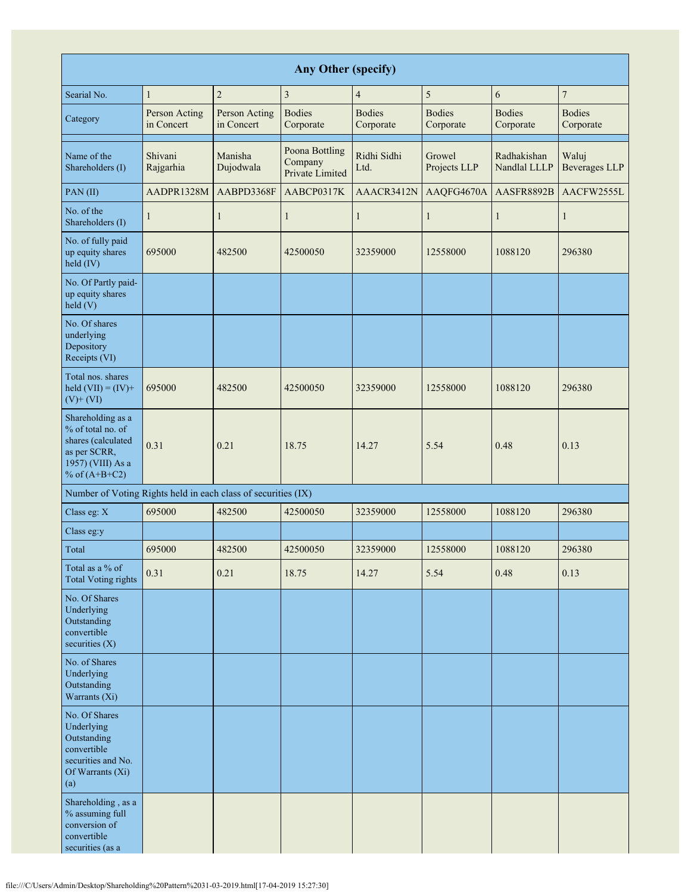| Any Other (specify) | | | | | | | |
|---|---|---|---|---|---|---|---|
| Searial No. | 1 | 2 | 3 | 4 | 5 | 6 | 7 |
| Category | Person Acting in Concert | Person Acting in Concert | Bodies Corporate | Bodies Corporate | Bodies Corporate | Bodies Corporate | Bodies Corporate |
| Name of the Shareholders (I) | Shivani Rajgarhia | Manisha Dujodwala | Poona Bottling Company Private Limited | Ridhi Sidhi Ltd. | Growel Projects LLP | Radhakishan Nandlal LLLP | Waluj Beverages LLP |
| PAN (II) | AADPR1328M | AABPD3368F | AABCP0317K | AAACR3412N | AAQFG4670A | AASFR8892B | AACFW2555L |
| No. of the Shareholders (I) | 1 | 1 | 1 | 1 | 1 | 1 | 1 |
| No. of fully paid up equity shares held (IV) | 695000 | 482500 | 42500050 | 32359000 | 12558000 | 1088120 | 296380 |
| No. Of Partly paid-up equity shares held (V) | | | | | | | |
| No. Of shares underlying Depository Receipts (VI) | | | | | | | |
| Total nos. shares held (VII) = (IV)+ (V)+ (VI) | 695000 | 482500 | 42500050 | 32359000 | 12558000 | 1088120 | 296380 |
| Shareholding as a % of total no. of shares (calculated as per SCRR, 1957) (VIII) As a % of (A+B+C2) | 0.31 | 0.21 | 18.75 | 14.27 | 5.54 | 0.48 | 0.13 |
| Number of Voting Rights held in each class of securities (IX) | | | | | | | |
| Class eg: X | 695000 | 482500 | 42500050 | 32359000 | 12558000 | 1088120 | 296380 |
| Class eg:y | | | | | | | |
| Total | 695000 | 482500 | 42500050 | 32359000 | 12558000 | 1088120 | 296380 |
| Total as a % of Total Voting rights | 0.31 | 0.21 | 18.75 | 14.27 | 5.54 | 0.48 | 0.13 |
| No. Of Shares Underlying Outstanding convertible securities (X) | | | | | | | |
| No. of Shares Underlying Outstanding Warrants (Xi) | | | | | | | |
| No. Of Shares Underlying Outstanding convertible securities and No. Of Warrants (Xi) (a) | | | | | | | |
| Shareholding , as a % assuming full conversion of convertible securities (as a | | | | | | | |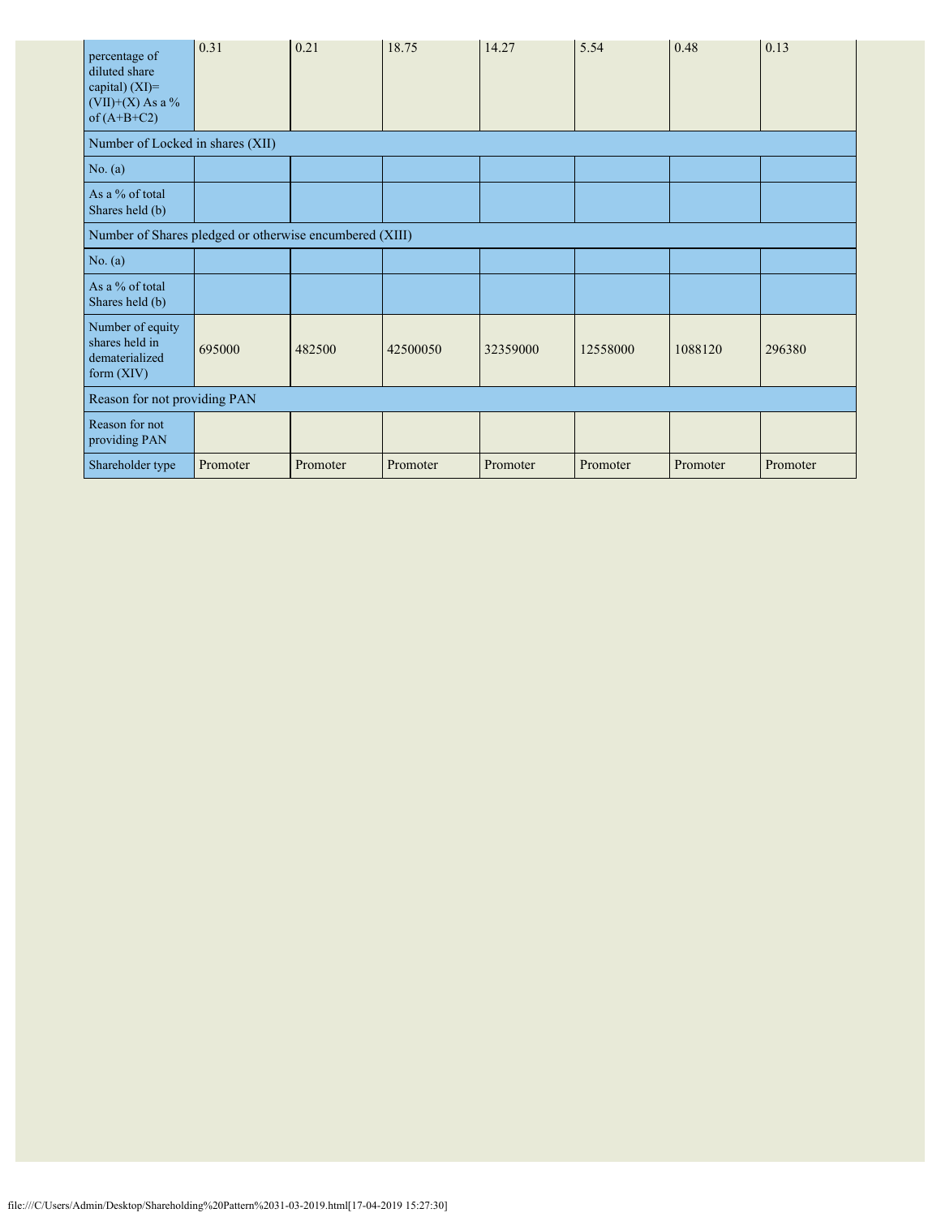| percentage of diluted share capital) (XI)= (VII)+(X) As a % of (A+B+C2) | 0.31 | 0.21 | 18.75 | 14.27 | 5.54 | 0.48 | 0.13 |
|---|---|---|---|---|---|---|---|
| Number of Locked in shares (XII) | | | | | | | |
| No. (a) | | | | | | | |
| As a % of total Shares held (b) | | | | | | | |
| Number of Shares pledged or otherwise encumbered (XIII) | | | | | | | |
| No. (a) | | | | | | | |
| As a % of total Shares held (b) | | | | | | | |
| Number of equity shares held in dematerialized form (XIV) | 695000 | 482500 | 42500050 | 32359000 | 12558000 | 1088120 | 296380 |
| Reason for not providing PAN | | | | | | | |
| Reason for not providing PAN | | | | | | | |
| Shareholder type | Promoter | Promoter | Promoter | Promoter | Promoter | Promoter | Promoter |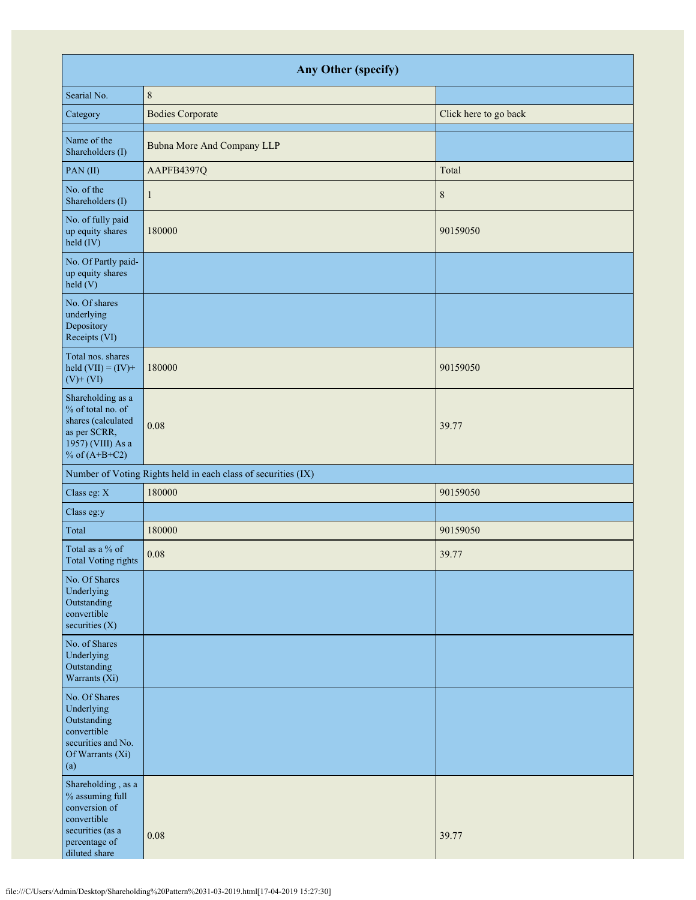| Any Other (specify) | | |
|---|---|---|
| Searial No. | 8 | |
| Category | Bodies Corporate | Click here to go back |
| Name of the Shareholders (I) | Bubna More And Company LLP | |
| PAN (II) | AAPFB4397Q | Total |
| No. of the Shareholders (I) | 1 | 8 |
| No. of fully paid up equity shares held (IV) | 180000 | 90159050 |
| No. Of Partly paid-up equity shares held (V) | | |
| No. Of shares underlying Depository Receipts (VI) | | |
| Total nos. shares held (VII) = (IV)+ (V)+ (VI) | 180000 | 90159050 |
| Shareholding as a % of total no. of shares (calculated as per SCRR, 1957) (VIII) As a % of (A+B+C2) | 0.08 | 39.77 |
| Number of Voting Rights held in each class of securities (IX) | | |
| Class eg: X | 180000 | 90159050 |
| Class eg:y | | |
| Total | 180000 | 90159050 |
| Total as a % of Total Voting rights | 0.08 | 39.77 |
| No. Of Shares Underlying Outstanding convertible securities (X) | | |
| No. of Shares Underlying Outstanding Warrants (Xi) | | |
| No. Of Shares Underlying Outstanding convertible securities and No. Of Warrants (Xi) (a) | | |
| Shareholding , as a % assuming full conversion of convertible securities (as a percentage of diluted share | 0.08 | 39.77 |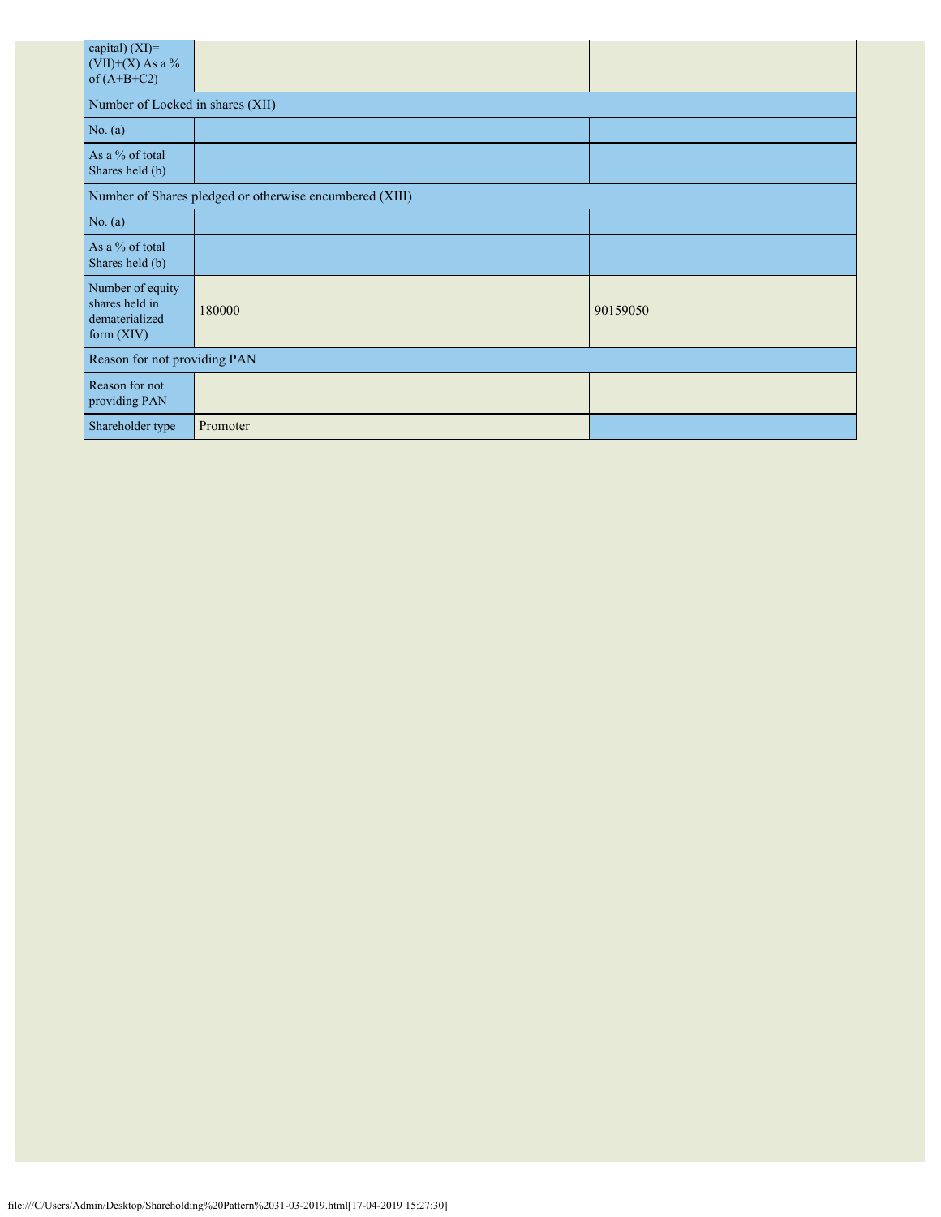| | | |
|---|---|---|
| capital) (XI)= (VII)+(X) As a % of (A+B+C2) | | |
| Number of Locked in shares (XII) | | |
| No. (a) | | |
| As a % of total Shares held (b) | | |
| Number of Shares pledged or otherwise encumbered (XIII) | | |
| No. (a) | | |
| As a % of total Shares held (b) | | |
| Number of equity shares held in dematerialized form (XIV) | 180000 | 90159050 |
| Reason for not providing PAN | | |
| Reason for not providing PAN | | |
| Shareholder type | Promoter | |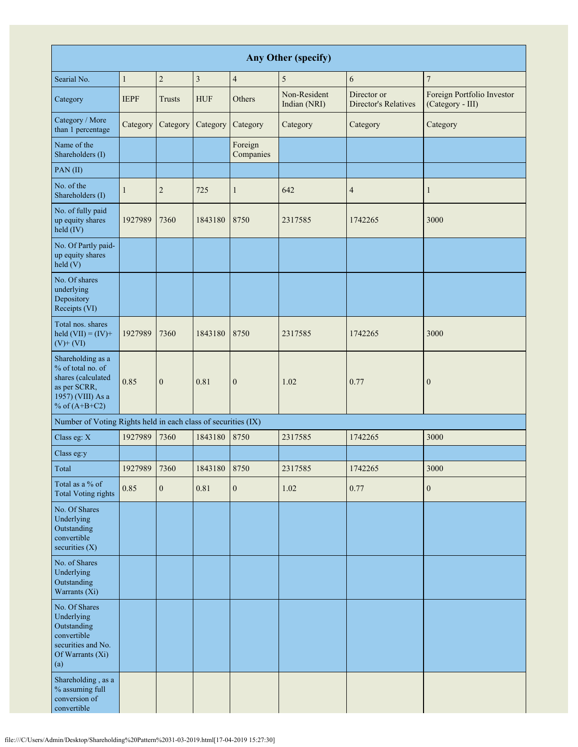| Any Other (specify) | | | | | | | |
|---|---|---|---|---|---|---|---|
| Searial No. | 1 | 2 | 3 | 4 | 5 | 6 | 7 |
| Category | IEPF | Trusts | HUF | Others | Non-Resident Indian (NRI) | Director or Director's Relatives | Foreign Portfolio Investor (Category - III) |
| Category / More than 1 percentage | Category | Category | Category | Category | Category | Category | Category |
| Name of the Shareholders (I) | | | | Foreign Companies | | | |
| PAN (II) | | | | | | | |
| No. of the Shareholders (I) | 1 | 2 | 725 | 1 | 642 | 4 | 1 |
| No. of fully paid up equity shares held (IV) | 1927989 | 7360 | 1843180 | 8750 | 2317585 | 1742265 | 3000 |
| No. Of Partly paid-up equity shares held (V) | | | | | | | |
| No. Of shares underlying Depository Receipts (VI) | | | | | | | |
| Total nos. shares held (VII) = (IV)+ (V)+ (VI) | 1927989 | 7360 | 1843180 | 8750 | 2317585 | 1742265 | 3000 |
| Shareholding as a % of total no. of shares (calculated as per SCRR, 1957) (VIII) As a % of (A+B+C2) | 0.85 | 0 | 0.81 | 0 | 1.02 | 0.77 | 0 |
| Number of Voting Rights held in each class of securities (IX) | | | | | | | |
| Class eg: X | 1927989 | 7360 | 1843180 | 8750 | 2317585 | 1742265 | 3000 |
| Class eg:y | | | | | | | |
| Total | 1927989 | 7360 | 1843180 | 8750 | 2317585 | 1742265 | 3000 |
| Total as a % of Total Voting rights | 0.85 | 0 | 0.81 | 0 | 1.02 | 0.77 | 0 |
| No. Of Shares Underlying Outstanding convertible securities (X) | | | | | | | |
| No. of Shares Underlying Outstanding Warrants (Xi) | | | | | | | |
| No. Of Shares Underlying Outstanding convertible securities and No. Of Warrants (Xi) (a) | | | | | | | |
| Shareholding , as a % assuming full conversion of convertible | | | | | | | |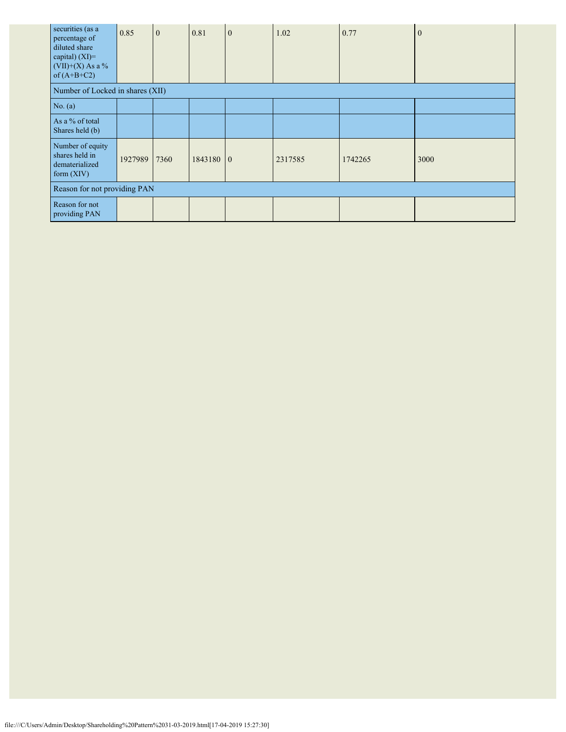| securities (as a percentage of diluted share capital) (XI)= (VII)+(X) As a % of (A+B+C2) | 0.85 | 0 | 0.81 | 0 | 1.02 | 0.77 | 0 |
|---|---|---|---|---|---|---|---|
| Number of Locked in shares (XII) | | | | | | | |
| No. (a) | | | | | | | |
| As a % of total Shares held (b) | | | | | | | |
| Number of equity shares held in dematerialized form (XIV) | 1927989 | 7360 | 1843180 | 0 | 2317585 | 1742265 | 3000 |
| Reason for not providing PAN | | | | | | | |
| Reason for not providing PAN | | | | | | | |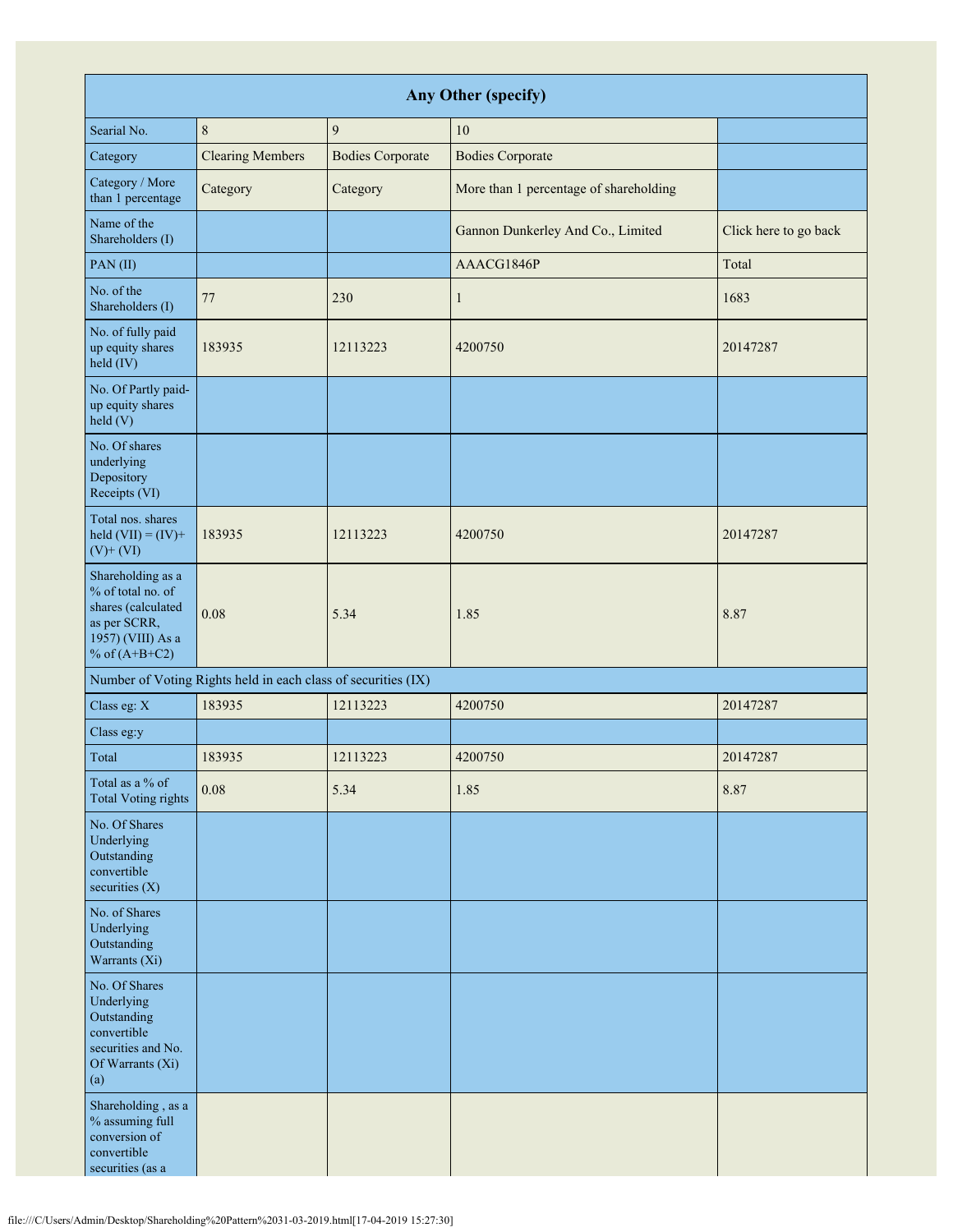| Any Other (specify) | | | | |
|---|---|---|---|---|
| Searial No. | 8 | 9 | 10 | |
| Category | Clearing Members | Bodies Corporate | Bodies Corporate | |
| Category / More than 1 percentage | Category | Category | More than 1 percentage of shareholding | |
| Name of the Shareholders (I) | | | Gannon Dunkerley And Co., Limited | Click here to go back |
| PAN (II) | | | AAACG1846P | Total |
| No. of the Shareholders (I) | 77 | 230 | 1 | 1683 |
| No. of fully paid up equity shares held (IV) | 183935 | 12113223 | 4200750 | 20147287 |
| No. Of Partly paid-up equity shares held (V) | | | | |
| No. Of shares underlying Depository Receipts (VI) | | | | |
| Total nos. shares held (VII) = (IV)+(V)+ (VI) | 183935 | 12113223 | 4200750 | 20147287 |
| Shareholding as a % of total no. of shares (calculated as per SCRR, 1957) (VIII) As a % of (A+B+C2) | 0.08 | 5.34 | 1.85 | 8.87 |
| Number of Voting Rights held in each class of securities (IX) | | | | |
| Class eg: X | 183935 | 12113223 | 4200750 | 20147287 |
| Class eg:y | | | | |
| Total | 183935 | 12113223 | 4200750 | 20147287 |
| Total as a % of Total Voting rights | 0.08 | 5.34 | 1.85 | 8.87 |
| No. Of Shares Underlying Outstanding convertible securities (X) | | | | |
| No. of Shares Underlying Outstanding Warrants (Xi) | | | | |
| No. Of Shares Underlying Outstanding convertible securities and No. Of Warrants (Xi) (a) | | | | |
| Shareholding , as a % assuming full conversion of convertible securities (as a | | | | |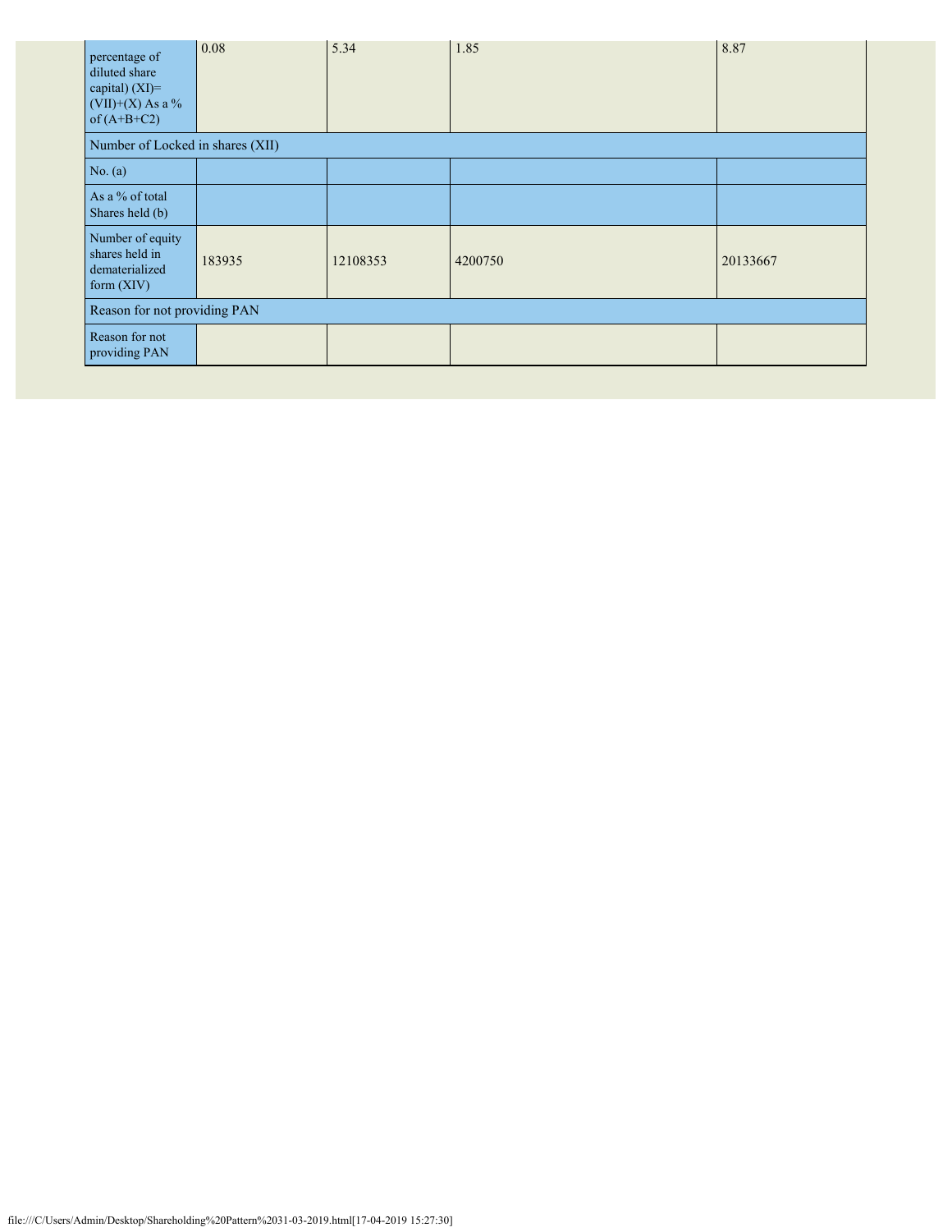| percentage of diluted share capital) (XI)= (VII)+(X) As a % of (A+B+C2) | 0.08 | 5.34 | 1.85 | 8.87 |
|---|---|---|---|---|
| Number of Locked in shares (XII) | | | | |
| No. (a) | | | | |
| As a % of total Shares held (b) | | | | |
| Number of equity shares held in dematerialized form (XIV) | 183935 | 12108353 | 4200750 | 20133667 |
| Reason for not providing PAN | | | | |
| Reason for not providing PAN | | | | |